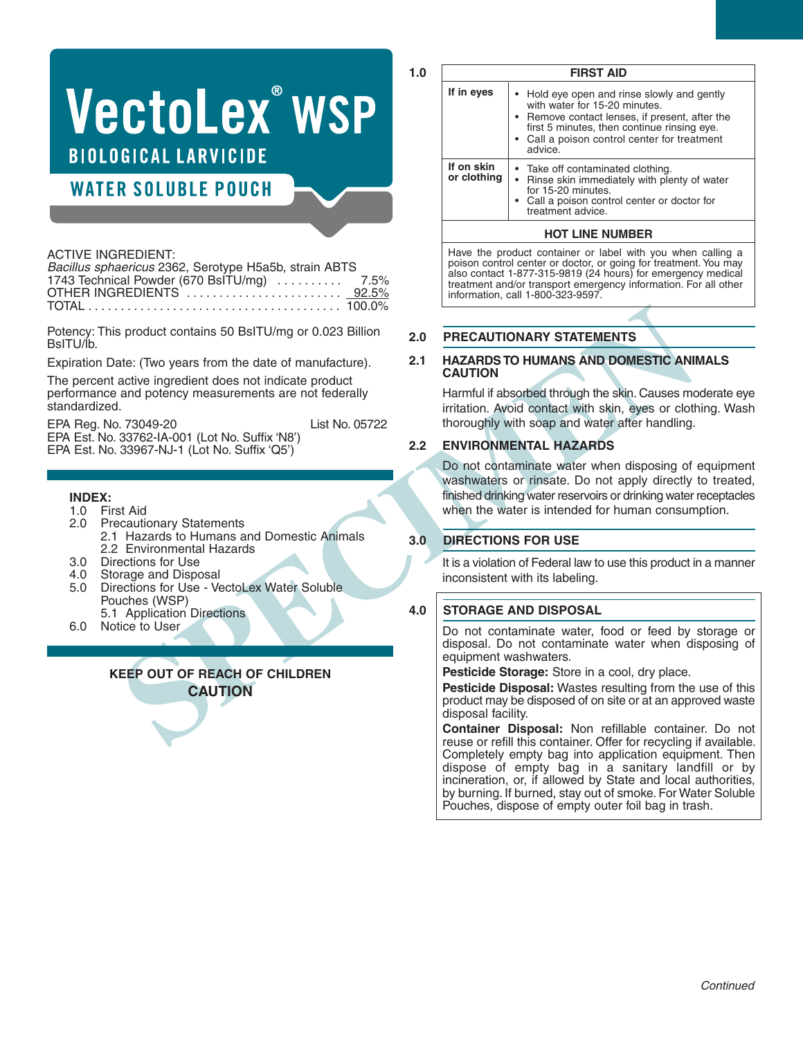# VectoLex® WSP

**BIOLOGICAL LARVICIDE**

**WATER SOLUBLE POUCH**

ACTIVE INGREDIENT:
*Bacillus sphaericus* 2362, Serotype H5a5b, strain ABTS 1743 Technical Powder (670 BsITU/mg) .......... 7.5%
OTHER INGREDIENTS ........................ 92.5%
TOTAL ........................................ 100.0%

Potency: This product contains 50 BsITU/mg or 0.023 Billion BsITU/lb.

Expiration Date: (Two years from the date of manufacture).

The percent active ingredient does not indicate product performance and potency measurements are not federally standardized.

EPA Reg. No. 73049-20 List No. 05722
EPA Est. No. 33762-IA-001 (Lot No. Suffix 'N8')
EPA Est. No. 33967-NJ-1 (Lot No. Suffix 'Q5')

**INDEX:**

1.0 First Aid
2.0 Precautionary Statements
  2.1 Hazards to Humans and Domestic Animals
  2.2 Environmental Hazards
3.0 Directions for Use
4.0 Storage and Disposal
5.0 Directions for Use - VectoLex Water Soluble Pouches (WSP)
  5.1 Application Directions
6.0 Notice to User

**KEEP OUT OF REACH OF CHILDREN**

**CAUTION**

## 1.0 FIRST AID

| | |
|---|---|
| **If in eyes** | • Hold eye open and rinse slowly and gently with water for 15-20 minutes.<br>• Remove contact lenses, if present, after the first 5 minutes, then continue rinsing eye.<br>• Call a poison control center for treatment advice. |
| **If on skin or clothing** | • Take off contaminated clothing.<br>• Rinse skin immediately with plenty of water for 15-20 minutes.<br>• Call a poison control center or doctor for treatment advice. |

**HOT LINE NUMBER**

Have the product container or label with you when calling a poison control center or doctor, or going for treatment. You may also contact 1-877-315-9819 (24 hours) for emergency medical treatment and/or transport emergency information. For all other information, call 1-800-323-9597.

## 2.0 PRECAUTIONARY STATEMENTS

### 2.1 HAZARDS TO HUMANS AND DOMESTIC ANIMALS CAUTION

Harmful if absorbed through the skin. Causes moderate eye irritation. Avoid contact with skin, eyes or clothing. Wash thoroughly with soap and water after handling.

### 2.2 ENVIRONMENTAL HAZARDS

Do not contaminate water when disposing of equipment washwaters or rinsate. Do not apply directly to treated, finished drinking water reservoirs or drinking water receptacles when the water is intended for human consumption.

## 3.0 DIRECTIONS FOR USE

It is a violation of Federal law to use this product in a manner inconsistent with its labeling.

## 4.0 STORAGE AND DISPOSAL

Do not contaminate water, food or feed by storage or disposal. Do not contaminate water when disposing of equipment washwaters.

**Pesticide Storage:** Store in a cool, dry place.

**Pesticide Disposal:** Wastes resulting from the use of this product may be disposed of on site or at an approved waste disposal facility.

**Container Disposal:** Non refillable container. Do not reuse or refill this container. Offer for recycling if available. Completely empty bag into application equipment. Then dispose of empty bag in a sanitary landfill or by incineration, or, if allowed by State and local authorities, by burning. If burned, stay out of smoke. For Water Soluble Pouches, dispose of empty outer foil bag in trash.

*Continued*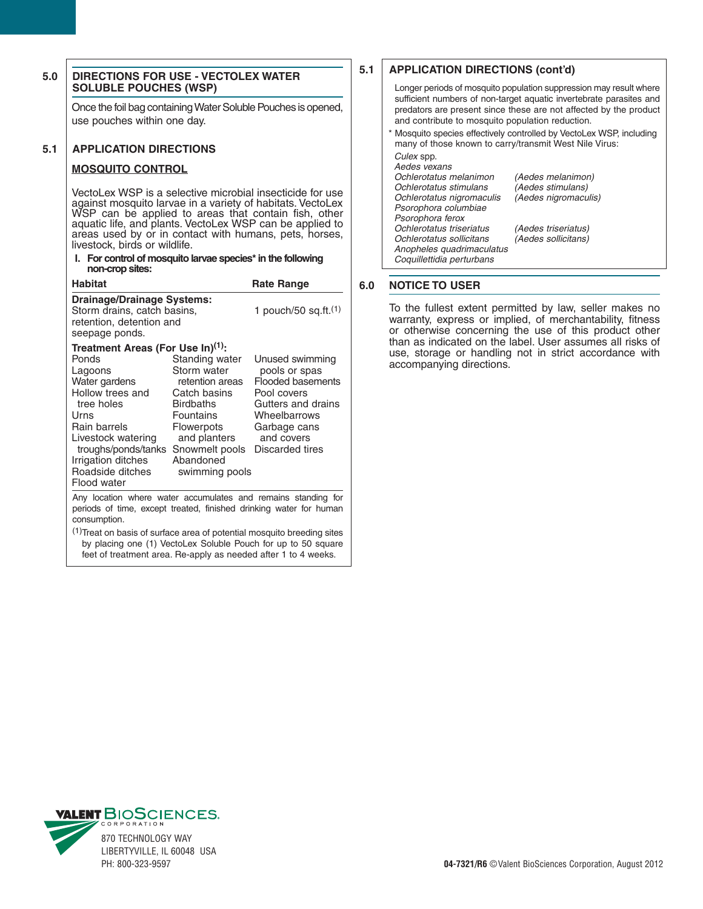## 5.0 DIRECTIONS FOR USE - VECTOLEX WATER SOLUBLE POUCHES (WSP)

Once the foil bag containing Water Soluble Pouches is opened, use pouches within one day.

## 5.1 APPLICATION DIRECTIONS

**MOSQUITO CONTROL**

VectoLex WSP is a selective microbial insecticide for use against mosquito larvae in a variety of habitats. VectoLex WSP can be applied to areas that contain fish, other aquatic life, and plants. VectoLex WSP can be applied to areas used by or in contact with humans, pets, horses, livestock, birds or wildlife.

**I. For control of mosquito larvae species* in the following non-crop sites:**

| Habitat | Rate Range |
|---|---|
| **Drainage/Drainage Systems:** Storm drains, catch basins, retention, detention and seepage ponds. | 1 pouch/50 sq.ft.[1] |

**Treatment Areas (For Use In)[1]:**

| | | |
|---|---|---|
| Ponds | Standing water | Unused swimming pools or spas |
| Lagoons | Storm water retention areas | Flooded basements |
| Water gardens | Catch basins | Pool covers |
| Hollow trees and tree holes | Birdbaths | Gutters and drains |
| Urns | Fountains | Wheelbarrows |
| Rain barrels | Flowerpots and planters | Garbage cans and covers |
| Livestock watering troughs/ponds/tanks | Snowmelt pools | Discarded tires |
| Irrigation ditches | Abandoned swimming pools | |
| Roadside ditches | | |
| Flood water | | |

Any location where water accumulates and remains standing for periods of time, except treated, finished drinking water for human consumption.

[1]Treat on basis of surface area of potential mosquito breeding sites by placing one (1) VectoLex Soluble Pouch for up to 50 square feet of treatment area. Re-apply as needed after 1 to 4 weeks.

## 5.1 APPLICATION DIRECTIONS (cont'd)

Longer periods of mosquito population suppression may result where sufficient numbers of non-target aquatic invertebrate parasites and predators are present since these are not affected by the product and contribute to mosquito population reduction.

\* Mosquito species effectively controlled by VectoLex WSP, including many of those known to carry/transmit West Nile Virus:

| | |
|---|---|
| *Culex* spp. | |
| *Aedes vexans* | |
| *Ochlerotatus melanimon* | *(Aedes melanimon)* |
| *Ochlerotatus stimulans* | *(Aedes stimulans)* |
| *Ochlerotatus nigromaculis* | *(Aedes nigromaculis)* |
| *Psorophora columbiae* | |
| *Psorophora ferox* | |
| *Ochlerotatus triseriatus* | *(Aedes triseriatus)* |
| *Ochlerotatus sollicitans* | *(Aedes sollicitans)* |
| *Anopheles quadrimaculatus* | |
| *Coquillettidia perturbans* | |

## 6.0 NOTICE TO USER

To the fullest extent permitted by law, seller makes no warranty, express or implied, of merchantability, fitness or otherwise concerning the use of this product other than as indicated on the label. User assumes all risks of use, storage or handling not in strict accordance with accompanying directions.

VALENT BIOSCIENCES CORPORATION
870 TECHNOLOGY WAY
LIBERTYVILLE, IL 60048 USA
PH: 800-323-9597

**04-7321/R6** ©Valent BioSciences Corporation, August 2012